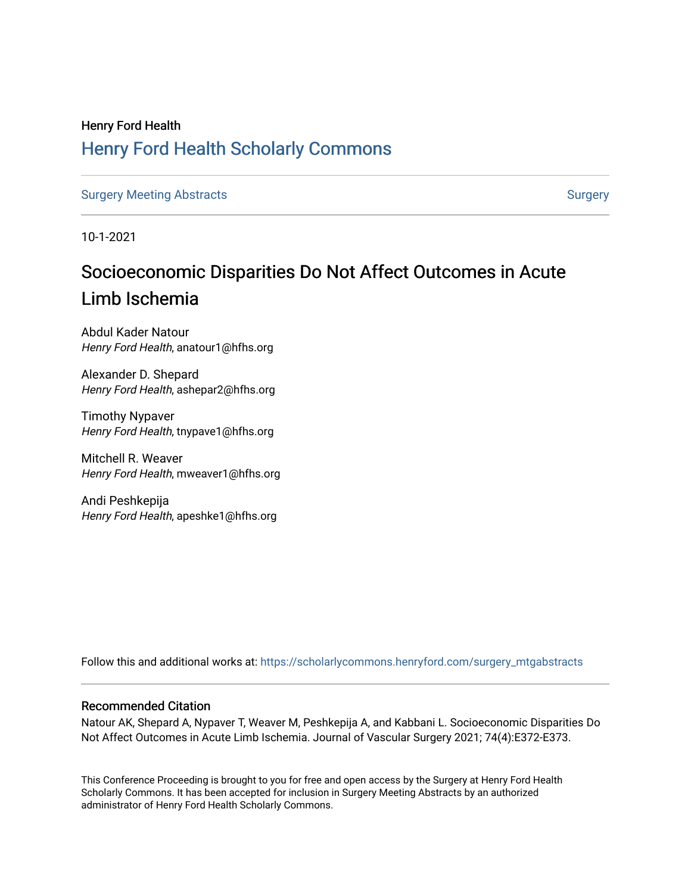Henry Ford Health

## Henry Ford Health Scholarly Commons

Surgery Meeting Abstracts | Surgery

10-1-2021

# Socioeconomic Disparities Do Not Affect Outcomes in Acute Limb Ischemia

Abdul Kader Natour
*Henry Ford Health*, anatour1@hfhs.org

Alexander D. Shepard
*Henry Ford Health*, ashepar2@hfhs.org

Timothy Nypaver
*Henry Ford Health*, tnypave1@hfhs.org

Mitchell R. Weaver
*Henry Ford Health*, mweaver1@hfhs.org

Andi Peshkepija
*Henry Ford Health*, apeshke1@hfhs.org

Follow this and additional works at: https://scholarlycommons.henryford.com/surgery_mtgabstracts

### Recommended Citation

Natour AK, Shepard A, Nypaver T, Weaver M, Peshkepija A, and Kabbani L. Socioeconomic Disparities Do Not Affect Outcomes in Acute Limb Ischemia. Journal of Vascular Surgery 2021; 74(4):E372-E373.

This Conference Proceeding is brought to you for free and open access by the Surgery at Henry Ford Health Scholarly Commons. It has been accepted for inclusion in Surgery Meeting Abstracts by an authorized administrator of Henry Ford Health Scholarly Commons.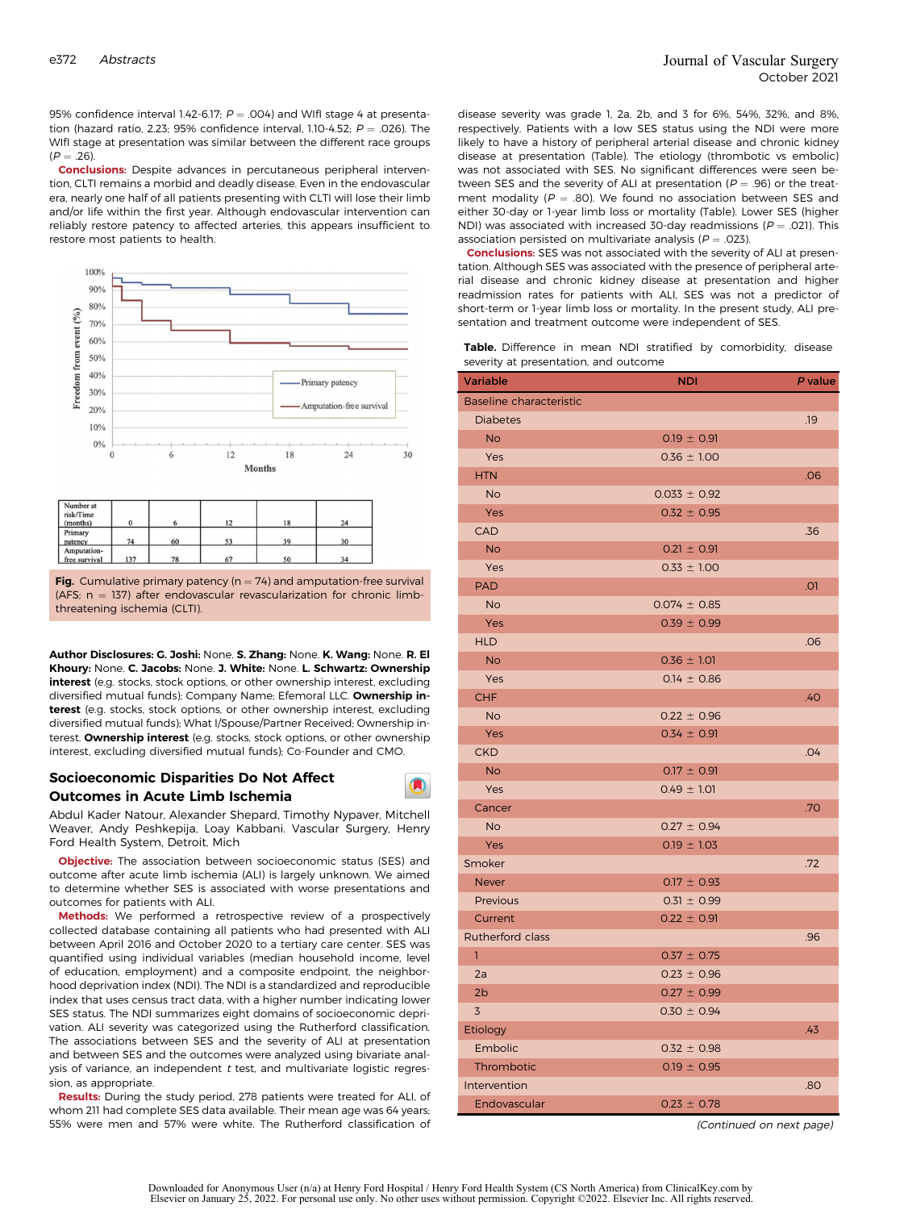95% confidence interval 1.42-6.17; $P = .004$) and WIfI stage 4 at presentation (hazard ratio, 2.23; 95% confidence interval, 1.10-4.52; $P = .026$). The WIfI stage at presentation was similar between the different race groups ($P = .26$).

**Conclusions:** Despite advances in percutaneous peripheral intervention, CLTI remains a morbid and deadly disease. Even in the endovascular era, nearly one half of all patients presenting with CLTI will lose their limb and/or life within the first year. Although endovascular intervention can reliably restore patency to affected arteries, this appears insufficient to restore most patients to health.

| Number at risk/Time (months) | 0 | 6 | 12 | 18 | 24 |
|---|---|---|---|---|---|
| Primary patency | 74 | 60 | 53 | 39 | 30 |
| Amputation-free survival | 137 | 78 | 67 | 50 | 34 |

**Fig.** Cumulative primary patency (n = 74) and amputation-free survival (AFS; n = 137) after endovascular revascularization for chronic limb-threatening ischemia (CLTI).

**Author Disclosures: G. Joshi:** None. **S. Zhang:** None. **K. Wang:** None. **R. El Khoury:** None. **C. Jacobs:** None. **J. White:** None. **L. Schwartz: Ownership interest** (e.g. stocks, stock options, or other ownership interest, excluding diversified mutual funds); Company Name; Efemoral LLC. **Ownership interest** (e.g. stocks, stock options, or other ownership interest, excluding diversified mutual funds); What I/Spouse/Partner Received; Ownership interest. **Ownership interest** (e.g. stocks, stock options, or other ownership interest, excluding diversified mutual funds); Co-Founder and CMO.

## Socioeconomic Disparities Do Not Affect Outcomes in Acute Limb Ischemia

Abdul Kader Natour, Alexander Shepard, Timothy Nypaver, Mitchell Weaver, Andy Peshkepija, Loay Kabbani. Vascular Surgery, Henry Ford Health System, Detroit, Mich

**Objective:** The association between socioeconomic status (SES) and outcome after acute limb ischemia (ALI) is largely unknown. We aimed to determine whether SES is associated with worse presentations and outcomes for patients with ALI.

**Methods:** We performed a retrospective review of a prospectively collected database containing all patients who had presented with ALI between April 2016 and October 2020 to a tertiary care center. SES was quantified using individual variables (median household income, level of education, employment) and a composite endpoint, the neighborhood deprivation index (NDI). The NDI is a standardized and reproducible index that uses census tract data, with a higher number indicating lower SES status. The NDI summarizes eight domains of socioeconomic deprivation. ALI severity was categorized using the Rutherford classification. The associations between SES and the severity of ALI at presentation and between SES and the outcomes were analyzed using bivariate analysis of variance, an independent *t* test, and multivariate logistic regression, as appropriate.

**Results:** During the study period, 278 patients were treated for ALI, of whom 211 had complete SES data available. Their mean age was 64 years; 55% were men and 57% were white. The Rutherford classification of disease severity was grade 1, 2a, 2b, and 3 for 6%, 54%, 32%, and 8%, respectively. Patients with a low SES status using the NDI were more likely to have a history of peripheral arterial disease and chronic kidney disease at presentation (Table). The etiology (thrombotic vs embolic) was not associated with SES. No significant differences were seen between SES and the severity of ALI at presentation ($P = .96$) or the treatment modality ($P = .80$). We found no association between SES and either 30-day or 1-year limb loss or mortality (Table). Lower SES (higher NDI) was associated with increased 30-day readmissions ($P = .021$). This association persisted on multivariate analysis ($P = .023$).

**Conclusions:** SES was not associated with the severity of ALI at presentation. Although SES was associated with the presence of peripheral arterial disease and chronic kidney disease at presentation and higher readmission rates for patients with ALI, SES was not a predictor of short-term or 1-year limb loss or mortality. In the present study, ALI presentation and treatment outcome were independent of SES.

**Table.** Difference in mean NDI stratified by comorbidity, disease severity at presentation, and outcome

| Variable | NDI | P value |
|---|---|---|
| Baseline characteristic | | |
| Diabetes | | .19 |
| No | 0.19 ± 0.91 | |
| Yes | 0.36 ± 1.00 | |
| HTN | | .06 |
| No | 0.033 ± 0.92 | |
| Yes | 0.32 ± 0.95 | |
| CAD | | .36 |
| No | 0.21 ± 0.91 | |
| Yes | 0.33 ± 1.00 | |
| PAD | | .01 |
| No | 0.074 ± 0.85 | |
| Yes | 0.39 ± 0.99 | |
| HLD | | .06 |
| No | 0.36 ± 1.01 | |
| Yes | 0.14 ± 0.86 | |
| CHF | | .40 |
| No | 0.22 ± 0.96 | |
| Yes | 0.34 ± 0.91 | |
| CKD | | .04 |
| No | 0.17 ± 0.91 | |
| Yes | 0.49 ± 1.01 | |
| Cancer | | .70 |
| No | 0.27 ± 0.94 | |
| Yes | 0.19 ± 1.03 | |
| Smoker | | .72 |
| Never | 0.17 ± 0.93 | |
| Previous | 0.31 ± 0.99 | |
| Current | 0.22 ± 0.91 | |
| Rutherford class | | .96 |
| 1 | 0.37 ± 0.75 | |
| 2a | 0.23 ± 0.96 | |
| 2b | 0.27 ± 0.99 | |
| 3 | 0.30 ± 0.94 | |
| Etiology | | .43 |
| Embolic | 0.32 ± 0.98 | |
| Thrombotic | 0.19 ± 0.95 | |
| Intervention | | .80 |
| Endovascular | 0.23 ± 0.78 | |

*(Continued on next page)*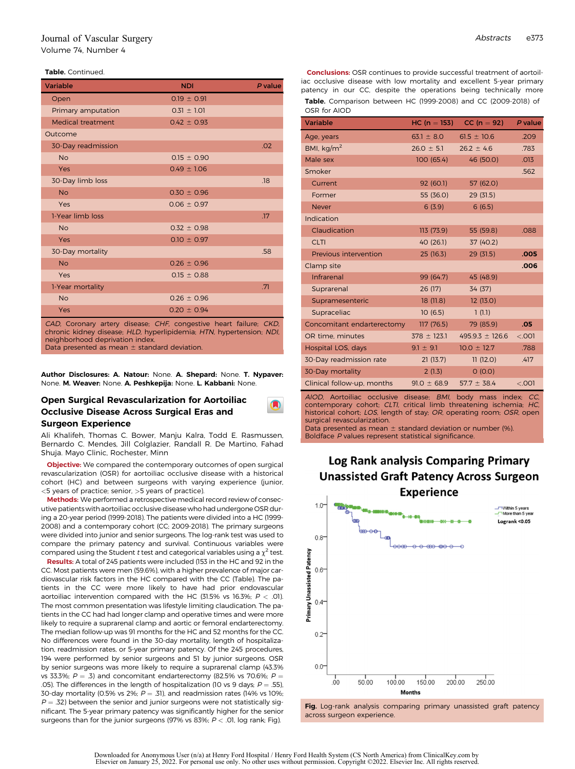**Table.** Continued.

| Variable | NDI | P value |
|---|---|---|
| Open | 0.19 ± 0.91 | |
| Primary amputation | 0.31 ± 1.01 | |
| Medical treatment | 0.42 ± 0.93 | |
| Outcome | | |
| 30-Day readmission | | .02 |
| No | 0.15 ± 0.90 | |
| Yes | 0.49 ± 1.06 | |
| 30-Day limb loss | | .18 |
| No | 0.30 ± 0.96 | |
| Yes | 0.06 ± 0.97 | |
| 1-Year limb loss | | .17 |
| No | 0.32 ± 0.98 | |
| Yes | 0.10 ± 0.97 | |
| 30-Day mortality | | .58 |
| No | 0.26 ± 0.96 | |
| Yes | 0.15 ± 0.88 | |
| 1-Year mortality | | .71 |
| No | 0.26 ± 0.96 | |
| Yes | 0.20 ± 0.94 | |

*CAD*, Coronary artery disease; *CHF*, congestive heart failure; *CKD*, chronic kidney disease; *HLD*, hyperlipidemia; *HTN*, hypertension; *NDI*, neighborhood deprivation index.
Data presented as mean ± standard deviation.

**Author Disclosures: A. Natour:** None. **A. Shepard:** None. **T. Nypaver:** None. **M. Weaver:** None. **A. Peshkepija:** None. **L. Kabbani:** None.

## Open Surgical Revascularization for Aortoiliac Occlusive Disease Across Surgical Eras and Surgeon Experience

Ali Khalifeh, Thomas C. Bower, Manju Kalra, Todd E. Rasmussen, Bernardo C. Mendes, Jill Colglazier, Randall R. De Martino, Fahad Shuja. Mayo Clinic, Rochester, Minn

**Objective:** We compared the contemporary outcomes of open surgical revascularization (OSR) for aortoiliac occlusive disease with a historical cohort (HC) and between surgeons with varying experience (junior, <5 years of practice; senior, >5 years of practice).

**Methods:** We performed a retrospective medical record review of consecutive patients with aortoiliac occlusive disease who had undergone OSR during a 20-year period (1999-2018). The patients were divided into a HC (1999-2008) and a contemporary cohort (CC; 2009-2018). The primary surgeons were divided into junior and senior surgeons. The log-rank test was used to compare the primary patency and survival. Continuous variables were compared using the Student *t* test and categorical variables using a $\chi^2$ test.

**Results:** A total of 245 patients were included (153 in the HC and 92 in the CC. Most patients were men (59.6%), with a higher prevalence of major cardiovascular risk factors in the HC compared with the CC (Table). The patients in the CC were more likely to have had prior endovascular aortoiliac intervention compared with the HC (31.5% vs 16.3%; $P < .01$). The most common presentation was lifestyle limiting claudication. The patients in the CC had had longer clamp and operative times and were more likely to require a suprarenal clamp and aortic or femoral endarterectomy. The median follow-up was 91 months for the HC and 52 months for the CC. No differences were found in the 30-day mortality, length of hospitalization, readmission rates, or 5-year primary patency. Of the 245 procedures, 194 were performed by senior surgeons and 51 by junior surgeons. OSR by senior surgeons was more likely to require a suprarenal clamp (43.3% vs 33.3%; $P = .3$) and concomitant endarterectomy (82.5% vs 70.6%; $P = .05$). The differences in the length of hospitalization (10 vs 9 days; $P = .55$), 30-day mortality (0.5% vs 2%; $P = .31$), and readmission rates (14% vs 10%; $P = .32$) between the senior and junior surgeons were not statistically significant. The 5-year primary patency was significantly higher for the senior surgeons than for the junior surgeons (97% vs 83%; $P < .01$, log rank; Fig).

**Conclusions:** OSR continues to provide successful treatment of aortoiliac occlusive disease with low mortality and excellent 5-year primary patency in our CC, despite the operations being technically more

**Table.** Comparison between HC (1999-2008) and CC (2009-2018) of OSR for AIOD

| Variable | HC (n = 153) | CC (n = 92) | P value |
|---|---|---|---|
| Age, years | 63.1 ± 8.0 | 61.5 ± 10.6 | .209 |
| BMI, kg/m$^2$ | 26.0 ± 5.1 | 26.2 ± 4.6 | .783 |
| Male sex | 100 (65.4) | 46 (50.0) | .013 |
| Smoker | | | .562 |
| Current | 92 (60.1) | 57 (62.0) | |
| Former | 55 (36.0) | 29 (31.5) | |
| Never | 6 (3.9) | 6 (6.5) | |
| Indication | | | |
| Claudication | 113 (73.9) | 55 (59.8) | .088 |
| CLTI | 40 (26.1) | 37 (40.2) | |
| Previous intervention | 25 (16.3) | 29 (31.5) | **.005** |
| Clamp site | | | **.006** |
| Infrarenal | 99 (64.7) | 45 (48.9) | |
| Suprarenal | 26 (17) | 34 (37) | |
| Supramesenteric | 18 (11.8) | 12 (13.0) | |
| Supraceliac | 10 (6.5) | 1 (1.1) | |
| Concomitant endarterectomy | 117 (76.5) | 79 (85.9) | **.05** |
| OR time, minutes | 378 ± 123.1 | 495.9 ± 126.6 | <.001 |
| Hospital LOS, days | 9.1 ± 9.1 | 10.0 ± 12.7 | .788 |
| 30-Day readmission rate | 21 (13.7) | 11 (12.0) | .417 |
| 30-Day mortality | 2 (1.3) | 0 (0.0) | |
| Clinical follow-up, months | 91.0 ± 68.9 | 57.7 ± 38.4 | <.001 |

*AIOD*, Aortoiliac occlusive disease; *BMI*, body mass index; *CC*, contemporary cohort; *CLTI*, critical limb threatening ischemia; *HC*, historical cohort; *LOS*, length of stay; *OR*, operating room; *OSR*, open surgical revascularization.
Data presented as mean ± standard deviation or number (%).
Boldface *P* values represent statistical significance.

Log Rank analysis Comparing Primary Unassisted Graft Patency Across Surgeon Experience

Within 5 years
More than 5 year
Logrank <0.05

Primary Unassisted Patency
1.0
0.8
0.6
0.4
0.2
0.0

.00 50.00 100.00 150.00 200.00 250.00
Months

**Fig.** Log-rank analysis comparing primary unassisted graft patency across surgeon experience.